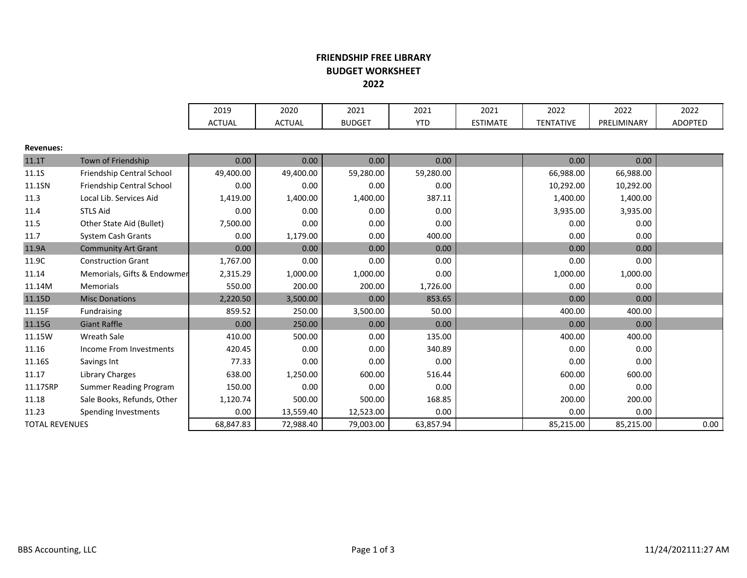**FRIENDSHIP FREE LIBRARY**
**BUDGET WORKSHEET**
**2022**

| | | 2019 ACTUAL | 2020 ACTUAL | 2021 BUDGET | 2021 YTD | 2021 ESTIMATE | 2022 TENTATIVE | 2022 PRELIMINARY | 2022 ADOPTED |
|---|---|---|---|---|---|---|---|---|---|
| **Revenues:** | | | | | | | | | |
| 11.1T | Town of Friendship | 0.00 | 0.00 | 0.00 | 0.00 | | 0.00 | 0.00 | |
| 11.1S | Friendship Central School | 49,400.00 | 49,400.00 | 59,280.00 | 59,280.00 | | 66,988.00 | 66,988.00 | |
| 11.1SN | Friendship Central School | 0.00 | 0.00 | 0.00 | 0.00 | | 10,292.00 | 10,292.00 | |
| 11.3 | Local Lib. Services Aid | 1,419.00 | 1,400.00 | 1,400.00 | 387.11 | | 1,400.00 | 1,400.00 | |
| 11.4 | STLS Aid | 0.00 | 0.00 | 0.00 | 0.00 | | 3,935.00 | 3,935.00 | |
| 11.5 | Other State Aid (Bullet) | 7,500.00 | 0.00 | 0.00 | 0.00 | | 0.00 | 0.00 | |
| 11.7 | System Cash Grants | 0.00 | 1,179.00 | 0.00 | 400.00 | | 0.00 | 0.00 | |
| 11.9A | Community Art Grant | 0.00 | 0.00 | 0.00 | 0.00 | | 0.00 | 0.00 | |
| 11.9C | Construction Grant | 1,767.00 | 0.00 | 0.00 | 0.00 | | 0.00 | 0.00 | |
| 11.14 | Memorials, Gifts & Endowmer | 2,315.29 | 1,000.00 | 1,000.00 | 0.00 | | 1,000.00 | 1,000.00 | |
| 11.14M | Memorials | 550.00 | 200.00 | 200.00 | 1,726.00 | | 0.00 | 0.00 | |
| 11.15D | Misc Donations | 2,220.50 | 3,500.00 | 0.00 | 853.65 | | 0.00 | 0.00 | |
| 11.15F | Fundraising | 859.52 | 250.00 | 3,500.00 | 50.00 | | 400.00 | 400.00 | |
| 11.15G | Giant Raffle | 0.00 | 250.00 | 0.00 | 0.00 | | 0.00 | 0.00 | |
| 11.15W | Wreath Sale | 410.00 | 500.00 | 0.00 | 135.00 | | 400.00 | 400.00 | |
| 11.16 | Income From Investments | 420.45 | 0.00 | 0.00 | 340.89 | | 0.00 | 0.00 | |
| 11.16S | Savings Int | 77.33 | 0.00 | 0.00 | 0.00 | | 0.00 | 0.00 | |
| 11.17 | Library Charges | 638.00 | 1,250.00 | 600.00 | 516.44 | | 600.00 | 600.00 | |
| 11.17SRP | Summer Reading Program | 150.00 | 0.00 | 0.00 | 0.00 | | 0.00 | 0.00 | |
| 11.18 | Sale Books, Refunds, Other | 1,120.74 | 500.00 | 500.00 | 168.85 | | 200.00 | 200.00 | |
| 11.23 | Spending Investments | 0.00 | 13,559.40 | 12,523.00 | 0.00 | | 0.00 | 0.00 | |
| TOTAL REVENUES | | 68,847.83 | 72,988.40 | 79,003.00 | 63,857.94 | | 85,215.00 | 85,215.00 | 0.00 |

BBS Accounting, LLC

11/24/202111:27 AM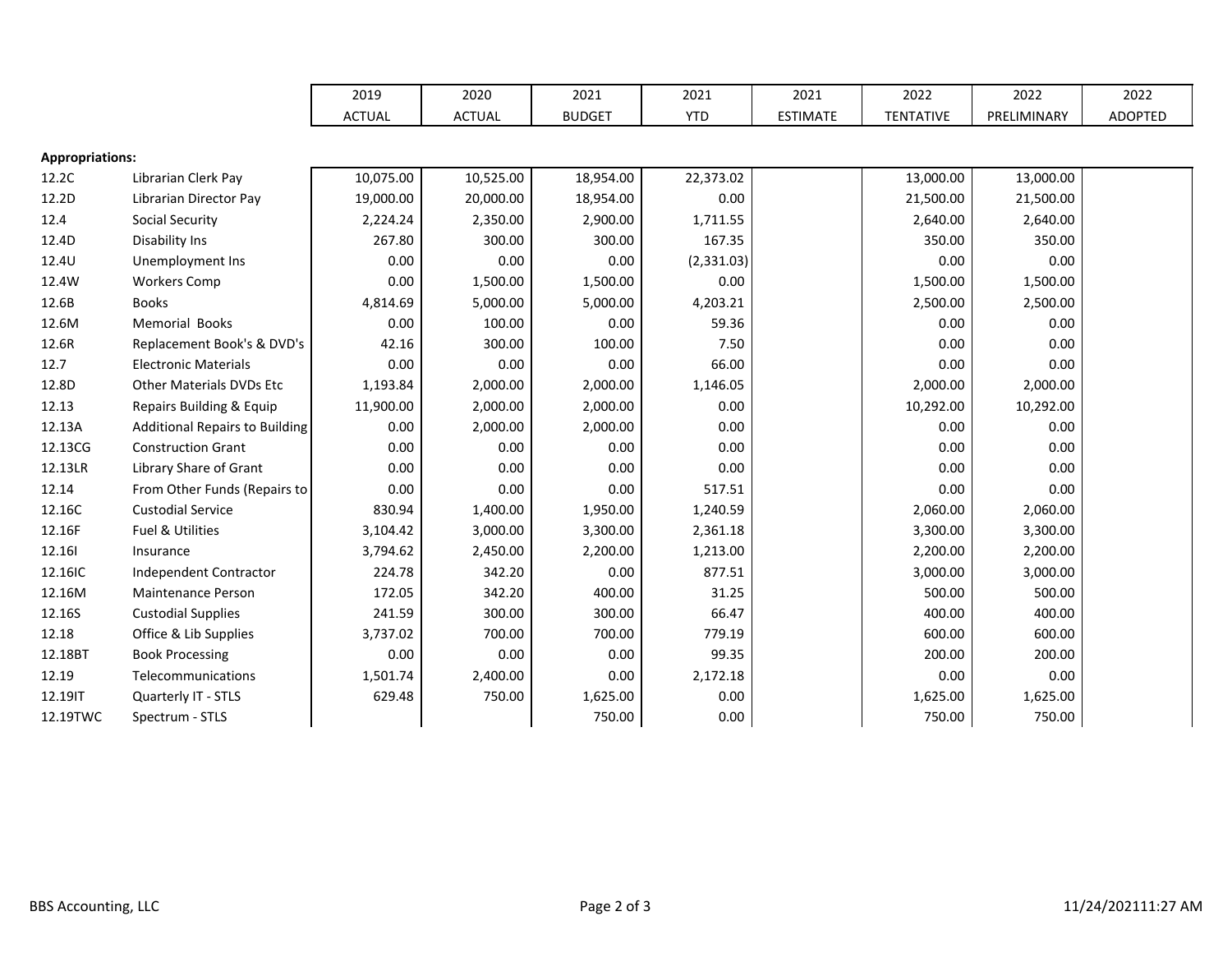| | | 2019 ACTUAL | 2020 ACTUAL | 2021 BUDGET | 2021 YTD | 2021 ESTIMATE | 2022 TENTATIVE | 2022 PRELIMINARY | 2022 ADOPTED |
|---|---|---|---|---|---|---|---|---|---|
| **Appropriations:** | | | | | | | | | |
| 12.2C | Librarian Clerk Pay | 10,075.00 | 10,525.00 | 18,954.00 | 22,373.02 | | 13,000.00 | 13,000.00 | |
| 12.2D | Librarian Director Pay | 19,000.00 | 20,000.00 | 18,954.00 | 0.00 | | 21,500.00 | 21,500.00 | |
| 12.4 | Social Security | 2,224.24 | 2,350.00 | 2,900.00 | 1,711.55 | | 2,640.00 | 2,640.00 | |
| 12.4D | Disability Ins | 267.80 | 300.00 | 300.00 | 167.35 | | 350.00 | 350.00 | |
| 12.4U | Unemployment Ins | 0.00 | 0.00 | 0.00 | (2,331.03) | | 0.00 | 0.00 | |
| 12.4W | Workers Comp | 0.00 | 1,500.00 | 1,500.00 | 0.00 | | 1,500.00 | 1,500.00 | |
| 12.6B | Books | 4,814.69 | 5,000.00 | 5,000.00 | 4,203.21 | | 2,500.00 | 2,500.00 | |
| 12.6M | Memorial Books | 0.00 | 100.00 | 0.00 | 59.36 | | 0.00 | 0.00 | |
| 12.6R | Replacement Book's & DVD's | 42.16 | 300.00 | 100.00 | 7.50 | | 0.00 | 0.00 | |
| 12.7 | Electronic Materials | 0.00 | 0.00 | 0.00 | 66.00 | | 0.00 | 0.00 | |
| 12.8D | Other Materials DVDs Etc | 1,193.84 | 2,000.00 | 2,000.00 | 1,146.05 | | 2,000.00 | 2,000.00 | |
| 12.13 | Repairs Building & Equip | 11,900.00 | 2,000.00 | 2,000.00 | 0.00 | | 10,292.00 | 10,292.00 | |
| 12.13A | Additional Repairs to Building | 0.00 | 2,000.00 | 2,000.00 | 0.00 | | 0.00 | 0.00 | |
| 12.13CG | Construction Grant | 0.00 | 0.00 | 0.00 | 0.00 | | 0.00 | 0.00 | |
| 12.13LR | Library Share of Grant | 0.00 | 0.00 | 0.00 | 0.00 | | 0.00 | 0.00 | |
| 12.14 | From Other Funds (Repairs to | 0.00 | 0.00 | 0.00 | 517.51 | | 0.00 | 0.00 | |
| 12.16C | Custodial Service | 830.94 | 1,400.00 | 1,950.00 | 1,240.59 | | 2,060.00 | 2,060.00 | |
| 12.16F | Fuel & Utilities | 3,104.42 | 3,000.00 | 3,300.00 | 2,361.18 | | 3,300.00 | 3,300.00 | |
| 12.16I | Insurance | 3,794.62 | 2,450.00 | 2,200.00 | 1,213.00 | | 2,200.00 | 2,200.00 | |
| 12.16IC | Independent Contractor | 224.78 | 342.20 | 0.00 | 877.51 | | 3,000.00 | 3,000.00 | |
| 12.16M | Maintenance Person | 172.05 | 342.20 | 400.00 | 31.25 | | 500.00 | 500.00 | |
| 12.16S | Custodial Supplies | 241.59 | 300.00 | 300.00 | 66.47 | | 400.00 | 400.00 | |
| 12.18 | Office & Lib Supplies | 3,737.02 | 700.00 | 700.00 | 779.19 | | 600.00 | 600.00 | |
| 12.18BT | Book Processing | 0.00 | 0.00 | 0.00 | 99.35 | | 200.00 | 200.00 | |
| 12.19 | Telecommunications | 1,501.74 | 2,400.00 | 0.00 | 2,172.18 | | 0.00 | 0.00 | |
| 12.19IT | Quarterly IT - STLS | 629.48 | 750.00 | 1,625.00 | 0.00 | | 1,625.00 | 1,625.00 | |
| 12.19TWC | Spectrum - STLS | | | 750.00 | 0.00 | | 750.00 | 750.00 | |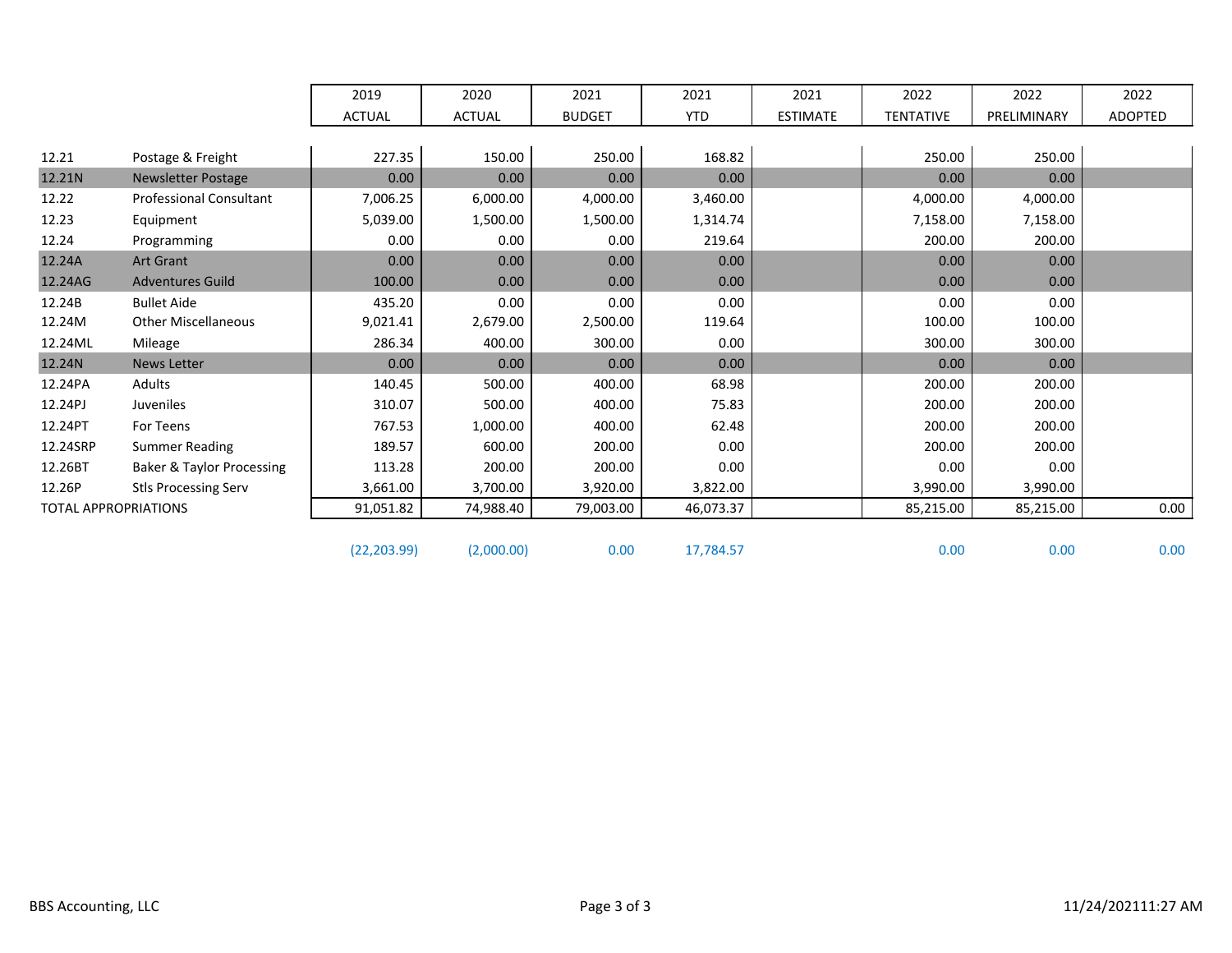| | | 2019 ACTUAL | 2020 ACTUAL | 2021 BUDGET | 2021 YTD | 2021 ESTIMATE | 2022 TENTATIVE | 2022 PRELIMINARY | 2022 ADOPTED |
|---|---|---|---|---|---|---|---|---|---|
| 12.21 | Postage & Freight | 227.35 | 150.00 | 250.00 | 168.82 | | 250.00 | 250.00 | |
| 12.21N | Newsletter Postage | 0.00 | 0.00 | 0.00 | 0.00 | | 0.00 | 0.00 | |
| 12.22 | Professional Consultant | 7,006.25 | 6,000.00 | 4,000.00 | 3,460.00 | | 4,000.00 | 4,000.00 | |
| 12.23 | Equipment | 5,039.00 | 1,500.00 | 1,500.00 | 1,314.74 | | 7,158.00 | 7,158.00 | |
| 12.24 | Programming | 0.00 | 0.00 | 0.00 | 219.64 | | 200.00 | 200.00 | |
| 12.24A | Art Grant | 0.00 | 0.00 | 0.00 | 0.00 | | 0.00 | 0.00 | |
| 12.24AG | Adventures Guild | 100.00 | 0.00 | 0.00 | 0.00 | | 0.00 | 0.00 | |
| 12.24B | Bullet Aide | 435.20 | 0.00 | 0.00 | 0.00 | | 0.00 | 0.00 | |
| 12.24M | Other Miscellaneous | 9,021.41 | 2,679.00 | 2,500.00 | 119.64 | | 100.00 | 100.00 | |
| 12.24ML | Mileage | 286.34 | 400.00 | 300.00 | 0.00 | | 300.00 | 300.00 | |
| 12.24N | News Letter | 0.00 | 0.00 | 0.00 | 0.00 | | 0.00 | 0.00 | |
| 12.24PA | Adults | 140.45 | 500.00 | 400.00 | 68.98 | | 200.00 | 200.00 | |
| 12.24PJ | Juveniles | 310.07 | 500.00 | 400.00 | 75.83 | | 200.00 | 200.00 | |
| 12.24PT | For Teens | 767.53 | 1,000.00 | 400.00 | 62.48 | | 200.00 | 200.00 | |
| 12.24SRP | Summer Reading | 189.57 | 600.00 | 200.00 | 0.00 | | 200.00 | 200.00 | |
| 12.26BT | Baker & Taylor Processing | 113.28 | 200.00 | 200.00 | 0.00 | | 0.00 | 0.00 | |
| 12.26P | Stls Processing Serv | 3,661.00 | 3,700.00 | 3,920.00 | 3,822.00 | | 3,990.00 | 3,990.00 | |
| TOTAL APPROPRIATIONS | | 91,051.82 | 74,988.40 | 79,003.00 | 46,073.37 | | 85,215.00 | 85,215.00 | 0.00 |
| | | (22,203.99) | (2,000.00) | 0.00 | 17,784.57 | | 0.00 | 0.00 | 0.00 |

BBS Accounting, LLC

11/24/202111:27 AM